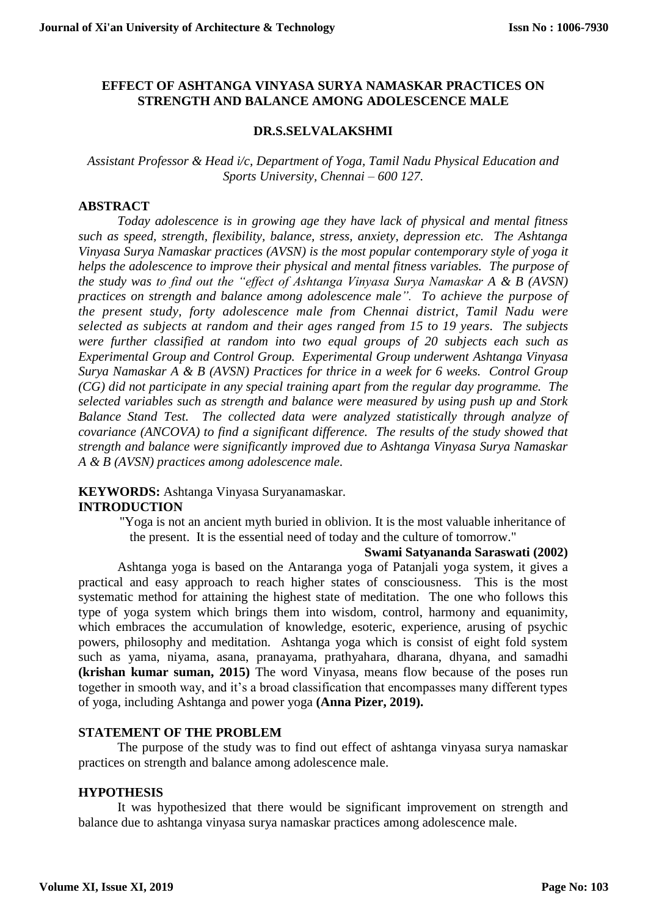# EFFECT OF ASHTANGA VINYASA SURYA NAMASKAR PRACTICES ON STRENGTH AND BALANCE AMONG ADOLESCENCE MALE

**DR.S.SELVALAKSHMI**

*Assistant Professor & Head i/c, Department of Yoga, Tamil Nadu Physical Education and Sports University, Chennai – 600 127.*

## ABSTRACT

*Today adolescence is in growing age they have lack of physical and mental fitness such as speed, strength, flexibility, balance, stress, anxiety, depression etc. The Ashtanga Vinyasa Surya Namaskar practices (AVSN) is the most popular contemporary style of yoga it helps the adolescence to improve their physical and mental fitness variables. The purpose of the study was to find out the "effect of Ashtanga Vinyasa Surya Namaskar A & B (AVSN) practices on strength and balance among adolescence male". To achieve the purpose of the present study, forty adolescence male from Chennai district, Tamil Nadu were selected as subjects at random and their ages ranged from 15 to 19 years. The subjects were further classified at random into two equal groups of 20 subjects each such as Experimental Group and Control Group. Experimental Group underwent Ashtanga Vinyasa Surya Namaskar A & B (AVSN) Practices for thrice in a week for 6 weeks. Control Group (CG) did not participate in any special training apart from the regular day programme. The selected variables such as strength and balance were measured by using push up and Stork Balance Stand Test. The collected data were analyzed statistically through analyze of covariance (ANCOVA) to find a significant difference. The results of the study showed that strength and balance were significantly improved due to Ashtanga Vinyasa Surya Namaskar A & B (AVSN) practices among adolescence male.*

**KEYWORDS:** Ashtanga Vinyasa Suryanamaskar.

## INTRODUCTION

"Yoga is not an ancient myth buried in oblivion. It is the most valuable inheritance of the present. It is the essential need of today and the culture of tomorrow."

**Swami Satyananda Saraswati (2002)**

Ashtanga yoga is based on the Antaranga yoga of Patanjali yoga system, it gives a practical and easy approach to reach higher states of consciousness. This is the most systematic method for attaining the highest state of meditation. The one who follows this type of yoga system which brings them into wisdom, control, harmony and equanimity, which embraces the accumulation of knowledge, esoteric, experience, arusing of psychic powers, philosophy and meditation. Ashtanga yoga which is consist of eight fold system such as yama, niyama, asana, pranayama, prathyahara, dharana, dhyana, and samadhi **(krishan kumar suman, 2015)** The word Vinyasa, means flow because of the poses run together in smooth way, and it's a broad classification that encompasses many different types of yoga, including Ashtanga and power yoga **(Anna Pizer, 2019).**

## STATEMENT OF THE PROBLEM

The purpose of the study was to find out effect of ashtanga vinyasa surya namaskar practices on strength and balance among adolescence male.

## HYPOTHESIS

It was hypothesized that there would be significant improvement on strength and balance due to ashtanga vinyasa surya namaskar practices among adolescence male.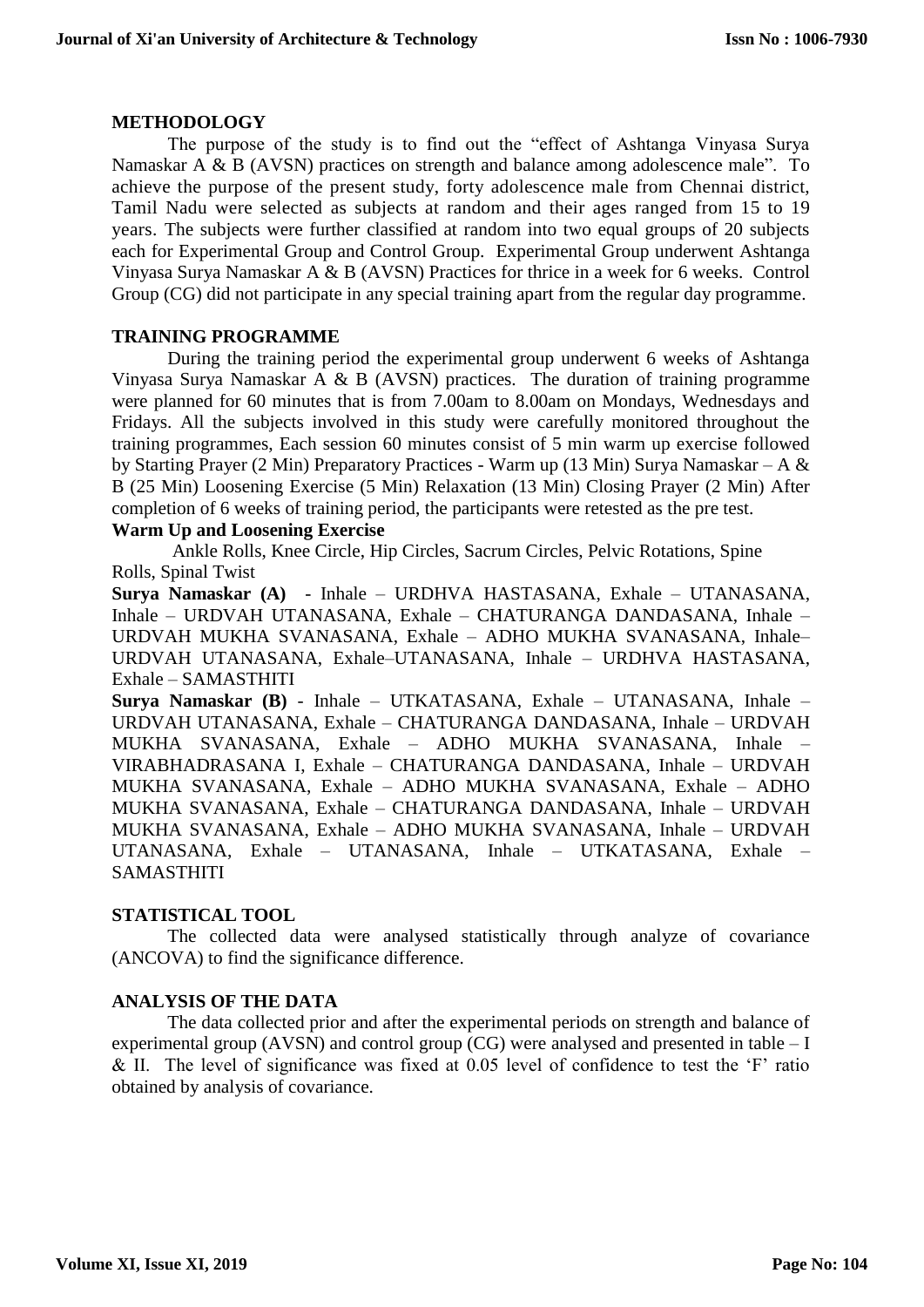## METHODOLOGY

The purpose of the study is to find out the "effect of Ashtanga Vinyasa Surya Namaskar A & B (AVSN) practices on strength and balance among adolescence male". To achieve the purpose of the present study, forty adolescence male from Chennai district, Tamil Nadu were selected as subjects at random and their ages ranged from 15 to 19 years. The subjects were further classified at random into two equal groups of 20 subjects each for Experimental Group and Control Group. Experimental Group underwent Ashtanga Vinyasa Surya Namaskar A & B (AVSN) Practices for thrice in a week for 6 weeks. Control Group (CG) did not participate in any special training apart from the regular day programme.

## TRAINING PROGRAMME

During the training period the experimental group underwent 6 weeks of Ashtanga Vinyasa Surya Namaskar A & B (AVSN) practices. The duration of training programme were planned for 60 minutes that is from 7.00am to 8.00am on Mondays, Wednesdays and Fridays. All the subjects involved in this study were carefully monitored throughout the training programmes, Each session 60 minutes consist of 5 min warm up exercise followed by Starting Prayer (2 Min) Preparatory Practices - Warm up (13 Min) Surya Namaskar – A & B (25 Min) Loosening Exercise (5 Min) Relaxation (13 Min) Closing Prayer (2 Min) After completion of 6 weeks of training period, the participants were retested as the pre test.

### Warm Up and Loosening Exercise

Ankle Rolls, Knee Circle, Hip Circles, Sacrum Circles, Pelvic Rotations, Spine Rolls, Spinal Twist

**Surya Namaskar (A)** - Inhale – URDHVA HASTASANA, Exhale – UTANASANA, Inhale – URDVAH UTANASANA, Exhale – CHATURANGA DANDASANA, Inhale – URDVAH MUKHA SVANASANA, Exhale – ADHO MUKHA SVANASANA, Inhale– URDVAH UTANASANA, Exhale–UTANASANA, Inhale – URDHVA HASTASANA, Exhale – SAMASTHITI

**Surya Namaskar (B)** - Inhale – UTKATASANA, Exhale – UTANASANA, Inhale – URDVAH UTANASANA, Exhale – CHATURANGA DANDASANA, Inhale – URDVAH MUKHA SVANASANA, Exhale – ADHO MUKHA SVANASANA, Inhale – VIRABHADRASANA I, Exhale – CHATURANGA DANDASANA, Inhale – URDVAH MUKHA SVANASANA, Exhale – ADHO MUKHA SVANASANA, Exhale – ADHO MUKHA SVANASANA, Exhale – CHATURANGA DANDASANA, Inhale – URDVAH MUKHA SVANASANA, Exhale – ADHO MUKHA SVANASANA, Inhale – URDVAH UTANASANA, Exhale – UTANASANA, Inhale – UTKATASANA, Exhale – SAMASTHITI

## STATISTICAL TOOL

The collected data were analysed statistically through analyze of covariance (ANCOVA) to find the significance difference.

## ANALYSIS OF THE DATA

The data collected prior and after the experimental periods on strength and balance of experimental group (AVSN) and control group (CG) were analysed and presented in table – I & II. The level of significance was fixed at 0.05 level of confidence to test the 'F' ratio obtained by analysis of covariance.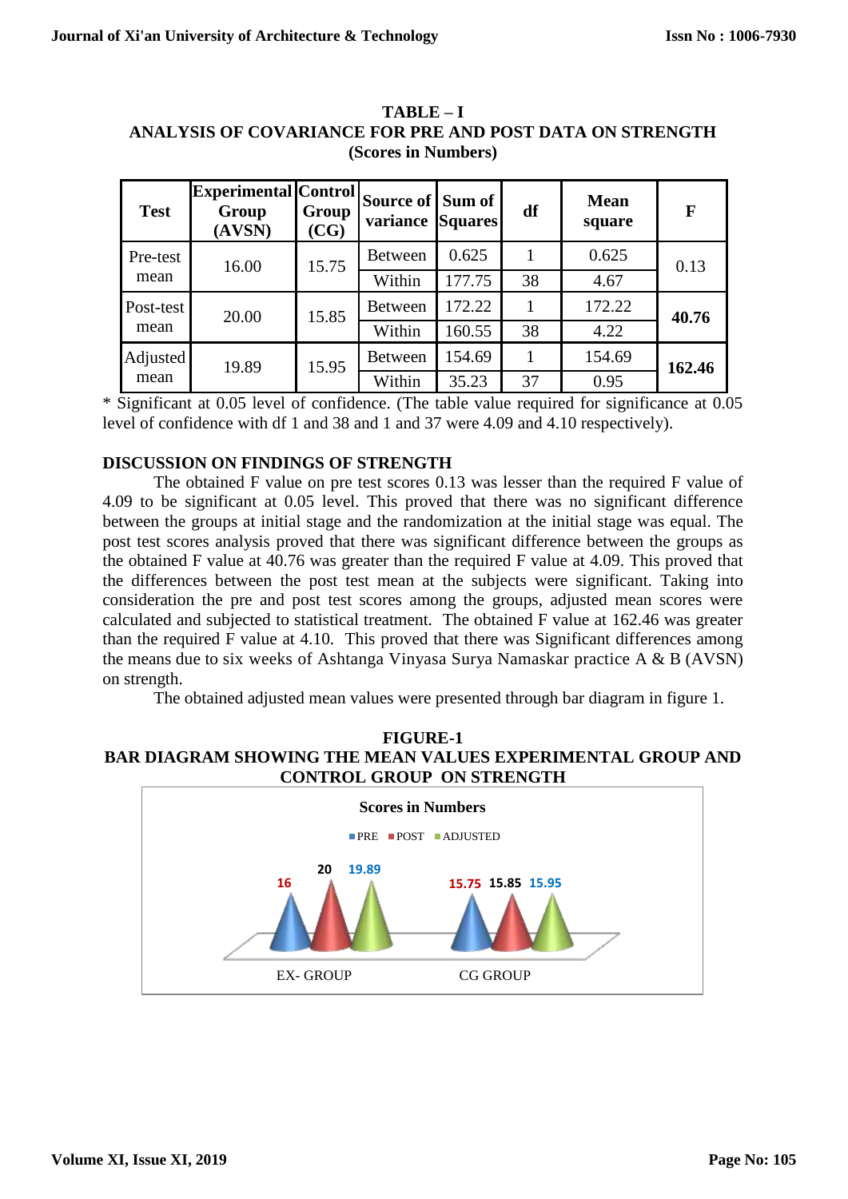**TABLE – I**

**ANALYSIS OF COVARIANCE FOR PRE AND POST DATA ON STRENGTH**

**(Scores in Numbers)**

| Test | Experimental Group (AVSN) | Control Group (CG) | Source of variance | Sum of Squares | df | Mean square | F |
|---|---|---|---|---|---|---|---|
| Pre-test mean | 16.00 | 15.75 | Between | 0.625 | 1 | 0.625 | 0.13 |
| | | | Within | 177.75 | 38 | 4.67 | |
| Post-test mean | 20.00 | 15.85 | Between | 172.22 | 1 | 172.22 | **40.76** |
| | | | Within | 160.55 | 38 | 4.22 | |
| Adjusted mean | 19.89 | 15.95 | Between | 154.69 | 1 | 154.69 | **162.46** |
| | | | Within | 35.23 | 37 | 0.95 | |

* Significant at 0.05 level of confidence. (The table value required for significance at 0.05 level of confidence with df 1 and 38 and 1 and 37 were 4.09 and 4.10 respectively).

## DISCUSSION ON FINDINGS OF STRENGTH

The obtained F value on pre test scores 0.13 was lesser than the required F value of 4.09 to be significant at 0.05 level. This proved that there was no significant difference between the groups at initial stage and the randomization at the initial stage was equal. The post test scores analysis proved that there was significant difference between the groups as the obtained F value at 40.76 was greater than the required F value at 4.09. This proved that the differences between the post test mean at the subjects were significant. Taking into consideration the pre and post test scores among the groups, adjusted mean scores were calculated and subjected to statistical treatment. The obtained F value at 162.46 was greater than the required F value at 4.10. This proved that there was Significant differences among the means due to six weeks of Ashtanga Vinyasa Surya Namaskar practice A & B (AVSN) on strength.

The obtained adjusted mean values were presented through bar diagram in figure 1.

**FIGURE-1**

**BAR DIAGRAM SHOWING THE MEAN VALUES EXPERIMENTAL GROUP AND CONTROL GROUP ON STRENGTH**

Scores in Numbers

PRE POST ADJUSTED

16 20 19.89

15.75 15.85 15.95

EX- GROUP

CG GROUP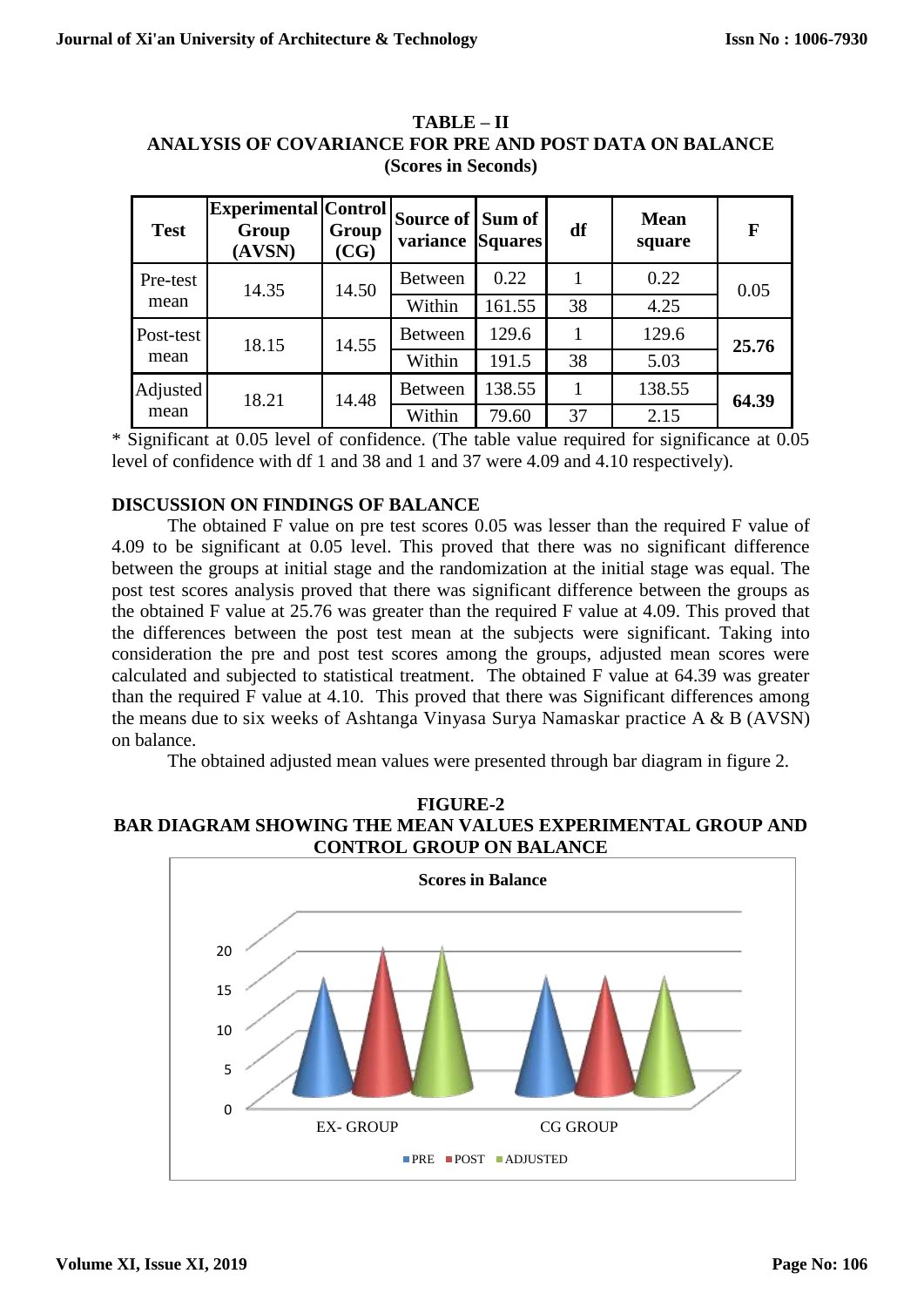**TABLE – II**
**ANALYSIS OF COVARIANCE FOR PRE AND POST DATA ON BALANCE**
**(Scores in Seconds)**

| Test | Experimental Group (AVSN) | Control Group (CG) | Source of variance | Sum of Squares | df | Mean square | F |
|---|---|---|---|---|---|---|---|
| Pre-test mean | 14.35 | 14.50 | Between | 0.22 | 1 | 0.22 | 0.05 |
| | | | Within | 161.55 | 38 | 4.25 | |
| Post-test mean | 18.15 | 14.55 | Between | 129.6 | 1 | 129.6 | **25.76** |
| | | | Within | 191.5 | 38 | 5.03 | |
| Adjusted mean | 18.21 | 14.48 | Between | 138.55 | 1 | 138.55 | **64.39** |
| | | | Within | 79.60 | 37 | 2.15 | |

* Significant at 0.05 level of confidence. (The table value required for significance at 0.05 level of confidence with df 1 and 38 and 1 and 37 were 4.09 and 4.10 respectively).

### DISCUSSION ON FINDINGS OF BALANCE

The obtained F value on pre test scores 0.05 was lesser than the required F value of 4.09 to be significant at 0.05 level. This proved that there was no significant difference between the groups at initial stage and the randomization at the initial stage was equal. The post test scores analysis proved that there was significant difference between the groups as the obtained F value at 25.76 was greater than the required F value at 4.09. This proved that the differences between the post test mean at the subjects were significant. Taking into consideration the pre and post test scores among the groups, adjusted mean scores were calculated and subjected to statistical treatment. The obtained F value at 64.39 was greater than the required F value at 4.10. This proved that there was Significant differences among the means due to six weeks of Ashtanga Vinyasa Surya Namaskar practice A & B (AVSN) on balance.

The obtained adjusted mean values were presented through bar diagram in figure 2.

**FIGURE-2**
**BAR DIAGRAM SHOWING THE MEAN VALUES EXPERIMENTAL GROUP AND CONTROL GROUP ON BALANCE**

Scores in Balance

0
5
10
15
20

EX- GROUP
CG GROUP

PRE POST ADJUSTED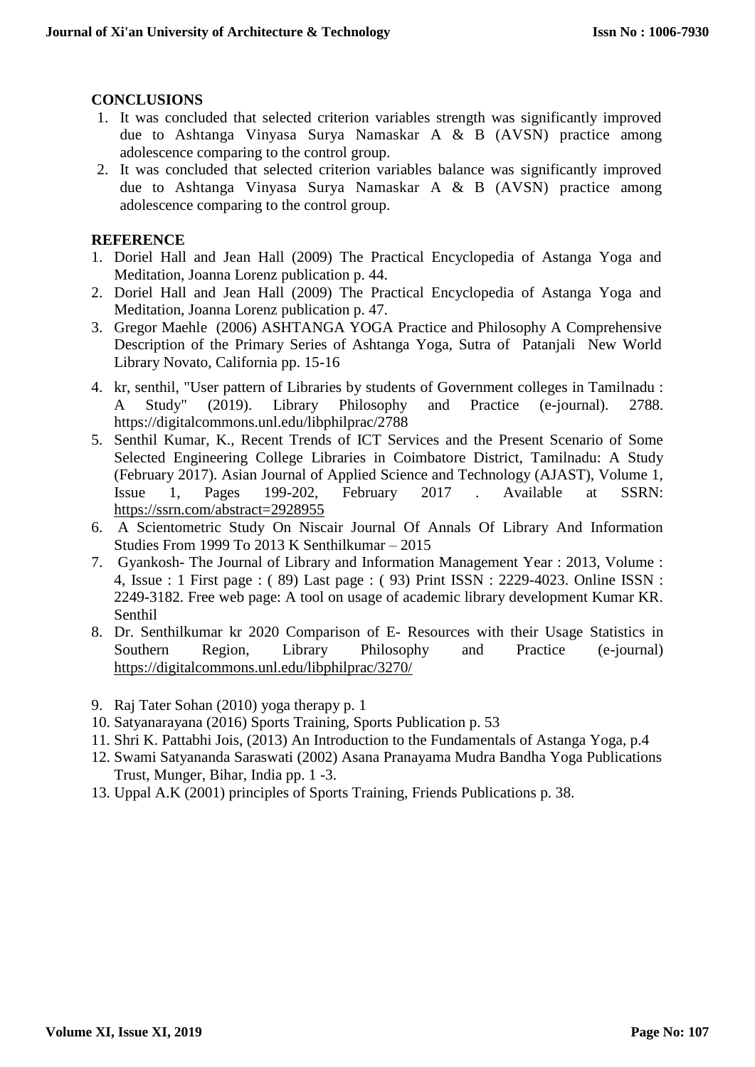## CONCLUSIONS

1. It was concluded that selected criterion variables strength was significantly improved due to Ashtanga Vinyasa Surya Namaskar A & B (AVSN) practice among adolescence comparing to the control group.
2. It was concluded that selected criterion variables balance was significantly improved due to Ashtanga Vinyasa Surya Namaskar A & B (AVSN) practice among adolescence comparing to the control group.

## REFERENCE

1. Doriel Hall and Jean Hall (2009) The Practical Encyclopedia of Astanga Yoga and Meditation, Joanna Lorenz publication p. 44.
2. Doriel Hall and Jean Hall (2009) The Practical Encyclopedia of Astanga Yoga and Meditation, Joanna Lorenz publication p. 47.
3. Gregor Maehle (2006) ASHTANGA YOGA Practice and Philosophy A Comprehensive Description of the Primary Series of Ashtanga Yoga, Sutra of Patanjali New World Library Novato, California pp. 15-16
4. kr, senthil, "User pattern of Libraries by students of Government colleges in Tamilnadu : A Study" (2019). Library Philosophy and Practice (e-journal). 2788. https://digitalcommons.unl.edu/libphilprac/2788
5. Senthil Kumar, K., Recent Trends of ICT Services and the Present Scenario of Some Selected Engineering College Libraries in Coimbatore District, Tamilnadu: A Study (February 2017). Asian Journal of Applied Science and Technology (AJAST), Volume 1, Issue 1, Pages 199-202, February 2017 . Available at SSRN: https://ssrn.com/abstract=2928955
6. A Scientometric Study On Niscair Journal Of Annals Of Library And Information Studies From 1999 To 2013 K Senthilkumar – 2015
7. Gyankosh- The Journal of Library and Information Management Year : 2013, Volume : 4, Issue : 1 First page : ( 89) Last page : ( 93) Print ISSN : 2229-4023. Online ISSN : 2249-3182. Free web page: A tool on usage of academic library development Kumar KR. Senthil
8. Dr. Senthilkumar kr 2020 Comparison of E- Resources with their Usage Statistics in Southern Region, Library Philosophy and Practice (e-journal) https://digitalcommons.unl.edu/libphilprac/3270/
9. Raj Tater Sohan (2010) yoga therapy p. 1
10. Satyanarayana (2016) Sports Training, Sports Publication p. 53
11. Shri K. Pattabhi Jois, (2013) An Introduction to the Fundamentals of Astanga Yoga, p.4
12. Swami Satyananda Saraswati (2002) Asana Pranayama Mudra Bandha Yoga Publications Trust, Munger, Bihar, India pp. 1 -3.
13. Uppal A.K (2001) principles of Sports Training, Friends Publications p. 38.